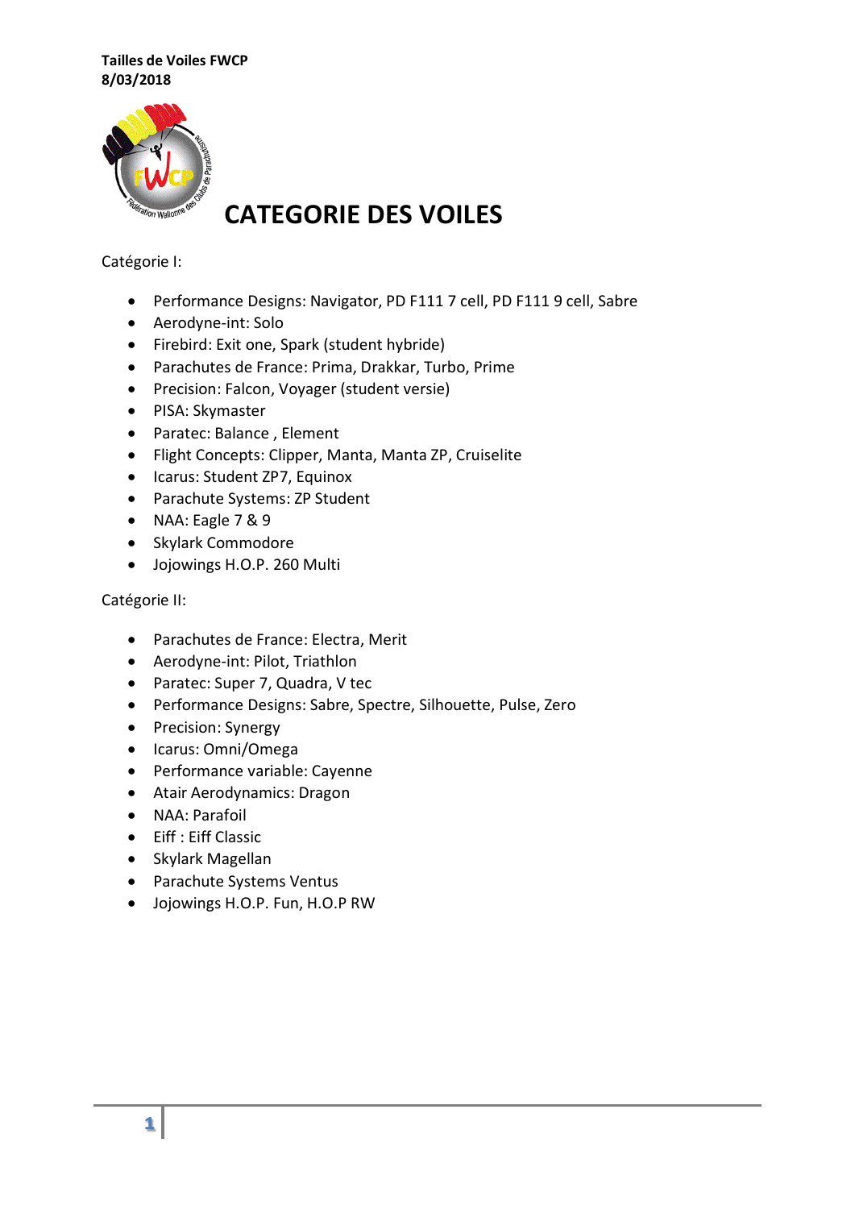**Tailles de Voiles FWCP**
**8/03/2018**

# CATEGORIE DES VOILES

Catégorie I:

- Performance Designs: Navigator, PD F111 7 cell, PD F111 9 cell, Sabre
- Aerodyne-int: Solo
- Firebird: Exit one, Spark (student hybride)
- Parachutes de France: Prima, Drakkar, Turbo, Prime
- Precision: Falcon, Voyager (student versie)
- PISA: Skymaster
- Paratec: Balance , Element
- Flight Concepts: Clipper, Manta, Manta ZP, Cruiselite
- Icarus: Student ZP7, Equinox
- Parachute Systems: ZP Student
- NAA: Eagle 7 & 9
- Skylark Commodore
- Jojowings H.O.P. 260 Multi

Catégorie II:

- Parachutes de France: Electra, Merit
- Aerodyne-int: Pilot, Triathlon
- Paratec: Super 7, Quadra, V tec
- Performance Designs: Sabre, Spectre, Silhouette, Pulse, Zero
- Precision: Synergy
- Icarus: Omni/Omega
- Performance variable: Cayenne
- Atair Aerodynamics: Dragon
- NAA: Parafoil
- Eiff : Eiff Classic
- Skylark Magellan
- Parachute Systems Ventus
- Jojowings H.O.P. Fun, H.O.P RW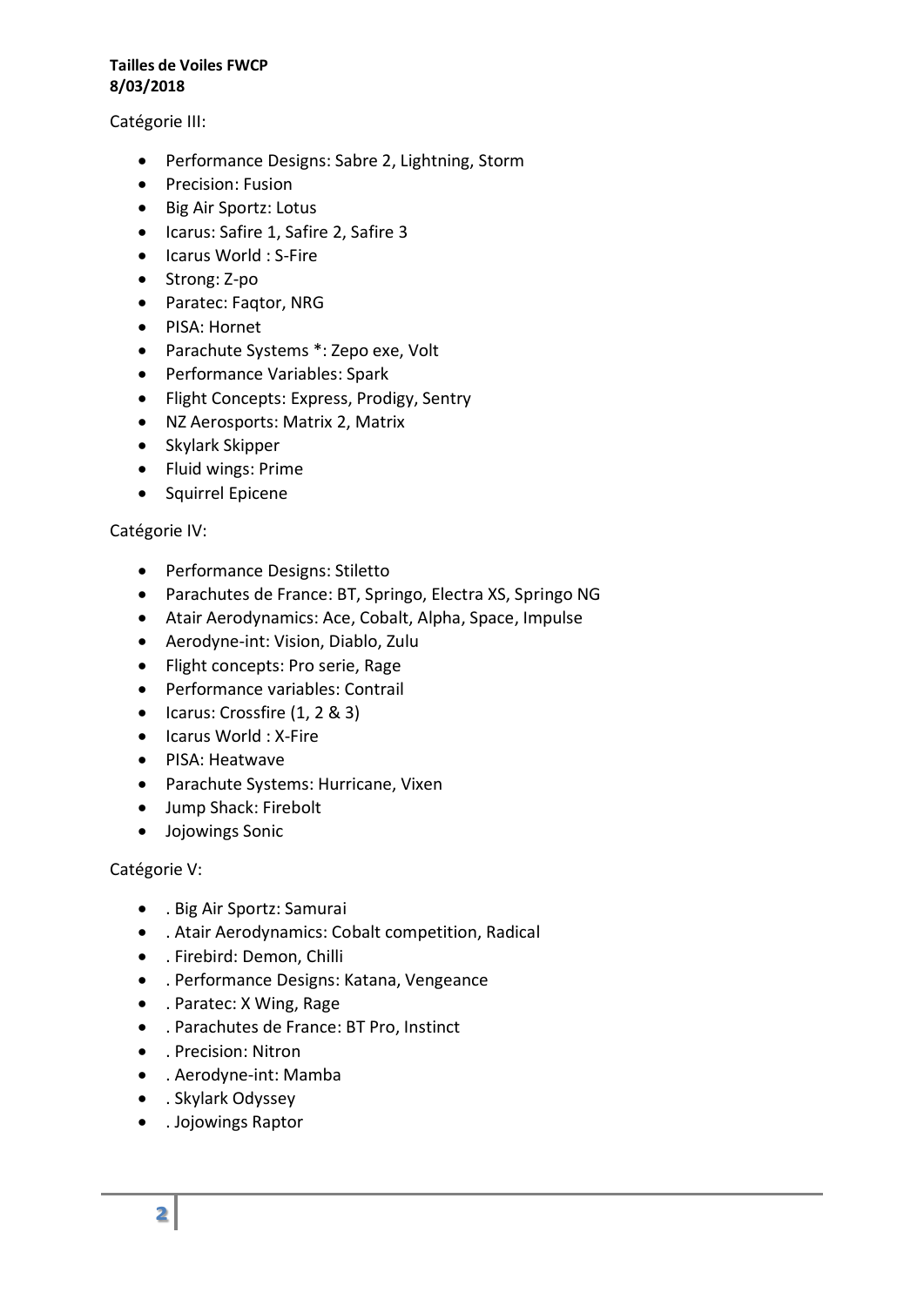**Tailles de Voiles FWCP**
**8/03/2018**

Catégorie III:

- Performance Designs: Sabre 2, Lightning, Storm
- Precision: Fusion
- Big Air Sportz: Lotus
- Icarus: Safire 1, Safire 2, Safire 3
- Icarus World : S-Fire
- Strong: Z-po
- Paratec: Faqtor, NRG
- PISA: Hornet
- Parachute Systems *: Zepo exe, Volt
- Performance Variables: Spark
- Flight Concepts: Express, Prodigy, Sentry
- NZ Aerosports: Matrix 2, Matrix
- Skylark Skipper
- Fluid wings: Prime
- Squirrel Epicene

Catégorie IV:

- Performance Designs: Stiletto
- Parachutes de France: BT, Springo, Electra XS, Springo NG
- Atair Aerodynamics: Ace, Cobalt, Alpha, Space, Impulse
- Aerodyne-int: Vision, Diablo, Zulu
- Flight concepts: Pro serie, Rage
- Performance variables: Contrail
- Icarus: Crossfire (1, 2 & 3)
- Icarus World : X-Fire
- PISA: Heatwave
- Parachute Systems: Hurricane, Vixen
- Jump Shack: Firebolt
- Jojowings Sonic

Catégorie V:

- . Big Air Sportz: Samurai
- . Atair Aerodynamics: Cobalt competition, Radical
- . Firebird: Demon, Chilli
- . Performance Designs: Katana, Vengeance
- . Paratec: X Wing, Rage
- . Parachutes de France: BT Pro, Instinct
- . Precision: Nitron
- . Aerodyne-int: Mamba
- . Skylark Odyssey
- . Jojowings Raptor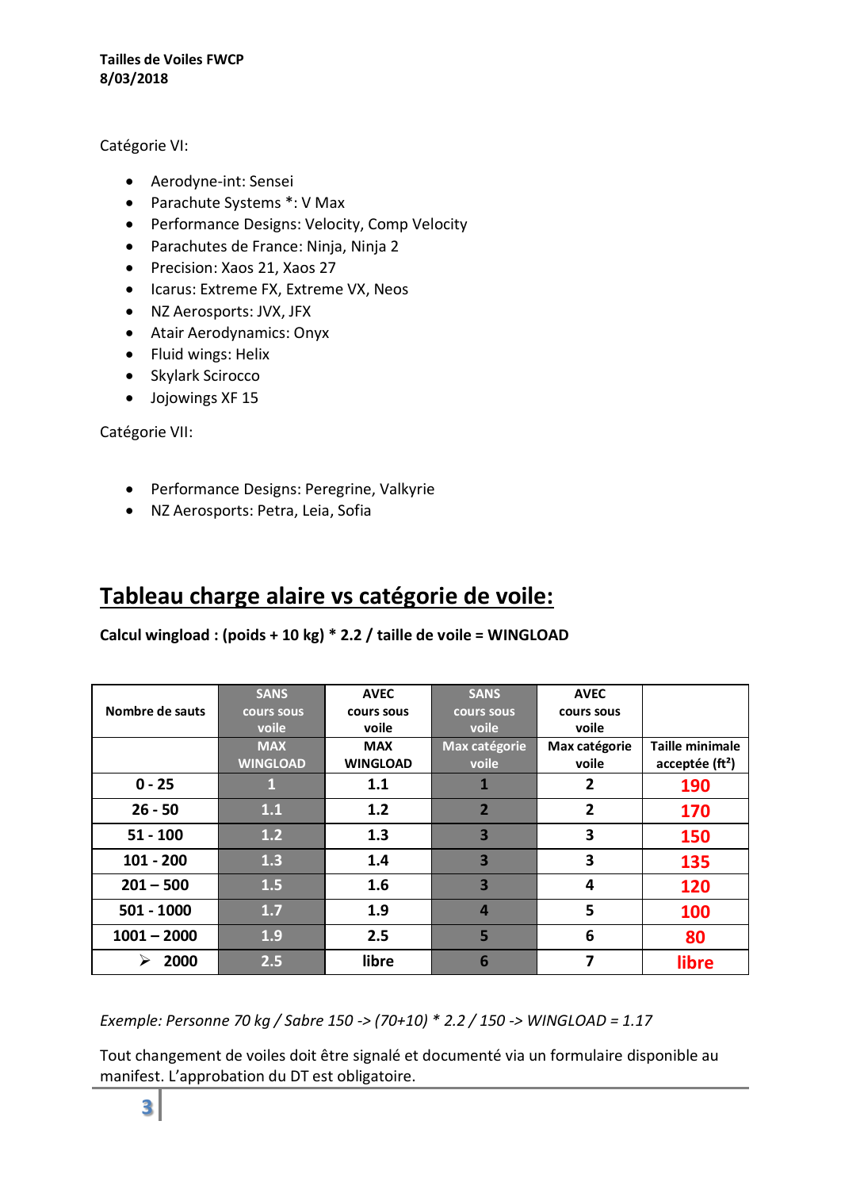**Tailles de Voiles FWCP**
**8/03/2018**

Catégorie VI:

- Aerodyne-int: Sensei
- Parachute Systems *: V Max
- Performance Designs: Velocity, Comp Velocity
- Parachutes de France: Ninja, Ninja 2
- Precision: Xaos 21, Xaos 27
- Icarus: Extreme FX, Extreme VX, Neos
- NZ Aerosports: JVX, JFX
- Atair Aerodynamics: Onyx
- Fluid wings: Helix
- Skylark Scirocco
- Jojowings XF 15

Catégorie VII:

- Performance Designs: Peregrine, Valkyrie
- NZ Aerosports: Petra, Leia, Sofia

# Tableau charge alaire vs catégorie de voile:

**Calcul wingload : (poids + 10 kg) * 2.2 / taille de voile = WINGLOAD**

| Nombre de sauts | SANS cours sous voile | AVEC cours sous voile | SANS cours sous voile | AVEC cours sous voile | |
|---|---|---|---|---|---|
| | MAX WINGLOAD | MAX WINGLOAD | Max catégorie voile | Max catégorie voile | Taille minimale acceptée ($ft^2$) |
| 0 - 25 | 1 | 1.1 | 1 | 2 | 190 |
| 26 - 50 | 1.1 | 1.2 | 2 | 2 | 170 |
| 51 - 100 | 1.2 | 1.3 | 3 | 3 | 150 |
| 101 - 200 | 1.3 | 1.4 | 3 | 3 | 135 |
| 201 – 500 | 1.5 | 1.6 | 3 | 4 | 120 |
| 501 - 1000 | 1.7 | 1.9 | 4 | 5 | 100 |
| 1001 – 2000 | 1.9 | 2.5 | 5 | 6 | 80 |
| > 2000 | 2.5 | libre | 6 | 7 | libre |

*Exemple: Personne 70 kg / Sabre 150 -> (70+10) * 2.2 / 150 -> WINGLOAD = 1.17*

Tout changement de voiles doit être signalé et documenté via un formulaire disponible au manifest. L'approbation du DT est obligatoire.